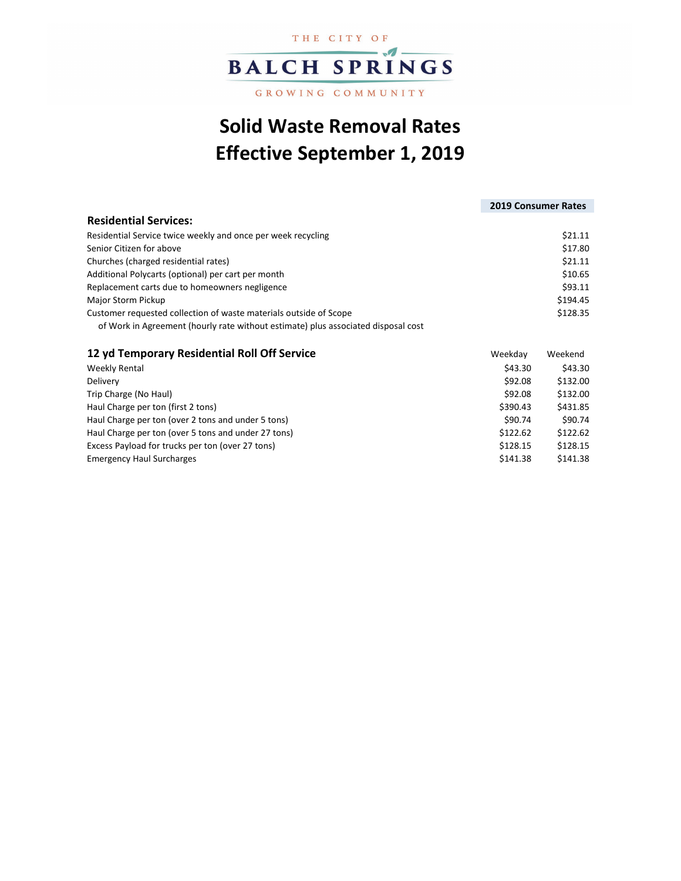THE CITY OF

**BALCH SPRINGS**

GROWING COMMUNITY

# Solid Waste Removal Rates
# Effective September 1, 2019

| Residential Services: | 2019 Consumer Rates |
|---|---|
| Residential Service twice weekly and once per week recycling | $21.11 |
| Senior Citizen for above | $17.80 |
| Churches (charged residential rates) | $21.11 |
| Additional Polycarts (optional) per cart per month | $10.65 |
| Replacement carts due to homeowners negligence | $93.11 |
| Major Storm Pickup | $194.45 |
| Customer requested collection of waste materials outside of Scope of Work in Agreement (hourly rate without estimate) plus associated disposal cost | $128.35 |

| 12 yd Temporary Residential Roll Off Service | Weekday | Weekend |
|---|---|---|
| Weekly Rental | $43.30 | $43.30 |
| Delivery | $92.08 | $132.00 |
| Trip Charge (No Haul) | $92.08 | $132.00 |
| Haul Charge per ton (first 2 tons) | $390.43 | $431.85 |
| Haul Charge per ton (over 2 tons and under 5 tons) | $90.74 | $90.74 |
| Haul Charge per ton (over 5 tons and under 27 tons) | $122.62 | $122.62 |
| Excess Payload for trucks per ton (over 27 tons) | $128.15 | $128.15 |
| Emergency Haul Surcharges | $141.38 | $141.38 |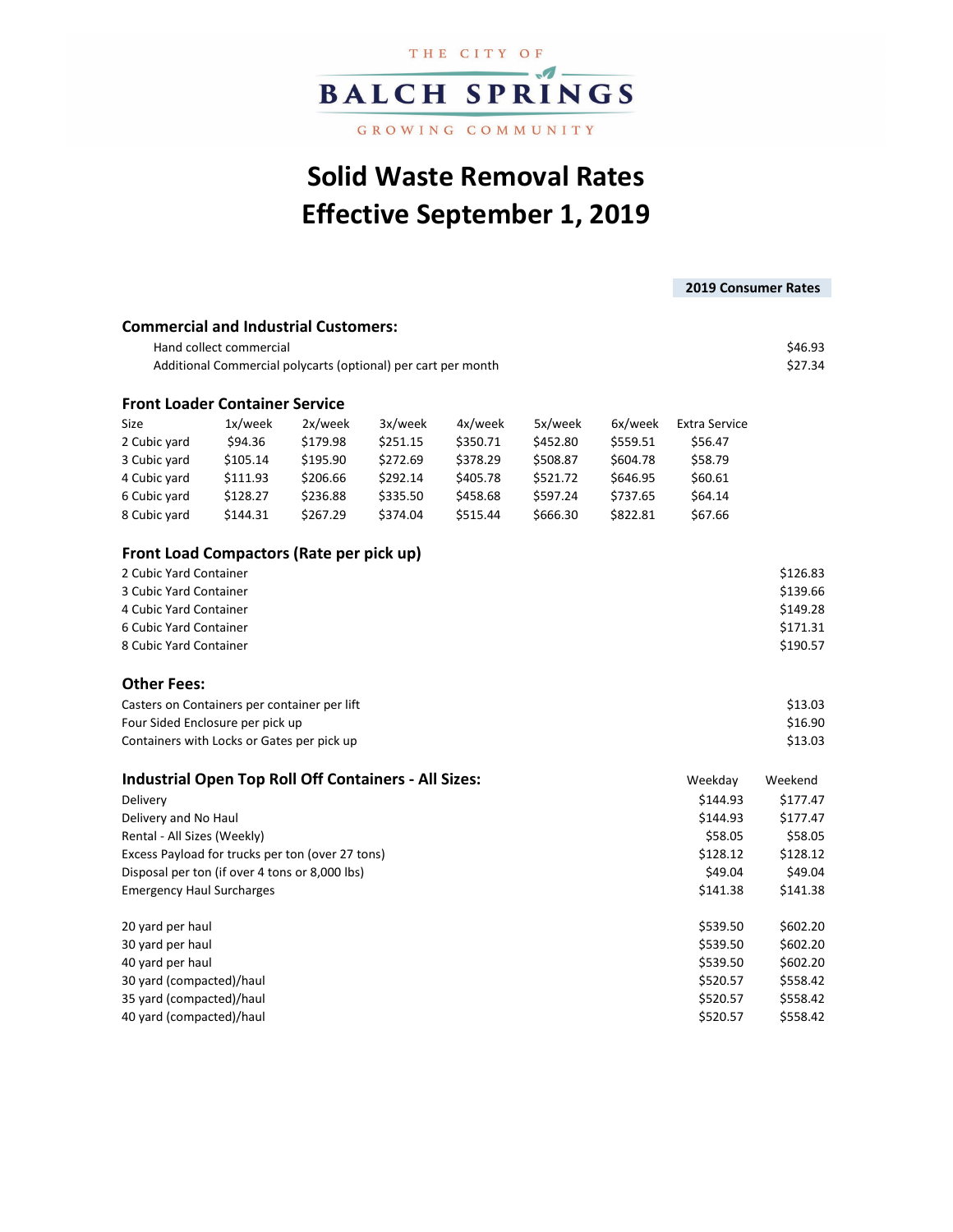THE CITY OF

# BALCH SPRINGS

GROWING COMMUNITY

# Solid Waste Removal Rates
# Effective September 1, 2019

**2019 Consumer Rates**

## Commercial and Industrial Customers:

| | |
|---|---|
| Hand collect commercial | $46.93 |
| Additional Commercial polycarts (optional) per cart per month | $27.34 |

## Front Loader Container Service

| Size | 1x/week | 2x/week | 3x/week | 4x/week | 5x/week | 6x/week | Extra Service |
|---|---|---|---|---|---|---|---|
| 2 Cubic yard | $94.36 | $179.98 | $251.15 | $350.71 | $452.80 | $559.51 | $56.47 |
| 3 Cubic yard | $105.14 | $195.90 | $272.69 | $378.29 | $508.87 | $604.78 | $58.79 |
| 4 Cubic yard | $111.93 | $206.66 | $292.14 | $405.78 | $521.72 | $646.95 | $60.61 |
| 6 Cubic yard | $128.27 | $236.88 | $335.50 | $458.68 | $597.24 | $737.65 | $64.14 |
| 8 Cubic yard | $144.31 | $267.29 | $374.04 | $515.44 | $666.30 | $822.81 | $67.66 |

## Front Load Compactors (Rate per pick up)

| | |
|---|---|
| 2 Cubic Yard Container | $126.83 |
| 3 Cubic Yard Container | $139.66 |
| 4 Cubic Yard Container | $149.28 |
| 6 Cubic Yard Container | $171.31 |
| 8 Cubic Yard Container | $190.57 |

## Other Fees:

| | |
|---|---|
| Casters on Containers per container per lift | $13.03 |
| Four Sided Enclosure per pick up | $16.90 |
| Containers with Locks or Gates per pick up | $13.03 |

## Industrial Open Top Roll Off Containers - All Sizes:

| | Weekday | Weekend |
|---|---|---|
| Delivery | $144.93 | $177.47 |
| Delivery and No Haul | $144.93 | $177.47 |
| Rental - All Sizes (Weekly) | $58.05 | $58.05 |
| Excess Payload for trucks per ton (over 27 tons) | $128.12 | $128.12 |
| Disposal per ton (if over 4 tons or 8,000 lbs) | $49.04 | $49.04 |
| Emergency Haul Surcharges | $141.38 | $141.38 |
| 20 yard per haul | $539.50 | $602.20 |
| 30 yard per haul | $539.50 | $602.20 |
| 40 yard per haul | $539.50 | $602.20 |
| 30 yard (compacted)/haul | $520.57 | $558.42 |
| 35 yard (compacted)/haul | $520.57 | $558.42 |
| 40 yard (compacted)/haul | $520.57 | $558.42 |